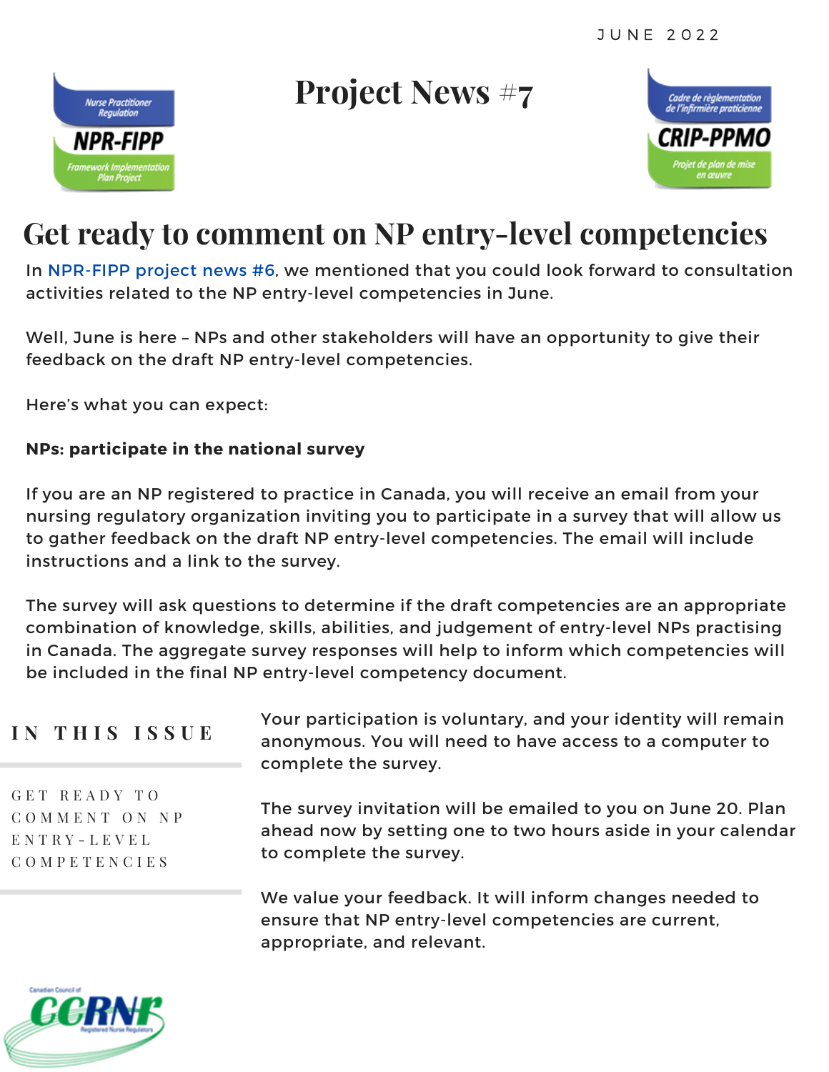JUNE 2022

NPR-FIPP — Nurse Practitioner Regulation Framework Implementation Plan Project

# Project News #7

CRIP-PPMO — Cadre de règlementation de l'infirmière praticienne Projet de plan de mise en œuvre

## Get ready to comment on NP entry-level competencies

In NPR-FIPP project news #6, we mentioned that you could look forward to consultation activities related to the NP entry-level competencies in June.

Well, June is here – NPs and other stakeholders will have an opportunity to give their feedback on the draft NP entry-level competencies.

Here's what you can expect:

**NPs: participate in the national survey**

If you are an NP registered to practice in Canada, you will receive an email from your nursing regulatory organization inviting you to participate in a survey that will allow us to gather feedback on the draft NP entry-level competencies. The email will include instructions and a link to the survey.

The survey will ask questions to determine if the draft competencies are an appropriate combination of knowledge, skills, abilities, and judgement of entry-level NPs practising in Canada. The aggregate survey responses will help to inform which competencies will be included in the final NP entry-level competency document.

Your participation is voluntary, and your identity will remain anonymous. You will need to have access to a computer to complete the survey.

The survey invitation will be emailed to you on June 20. Plan ahead now by setting one to two hours aside in your calendar to complete the survey.

We value your feedback. It will inform changes needed to ensure that NP entry-level competencies are current, appropriate, and relevant.

**IN THIS ISSUE**

GET READY TO COMMENT ON NP ENTRY-LEVEL COMPETENCIES

Canadian Council of CCRNR Registered Nurse Regulators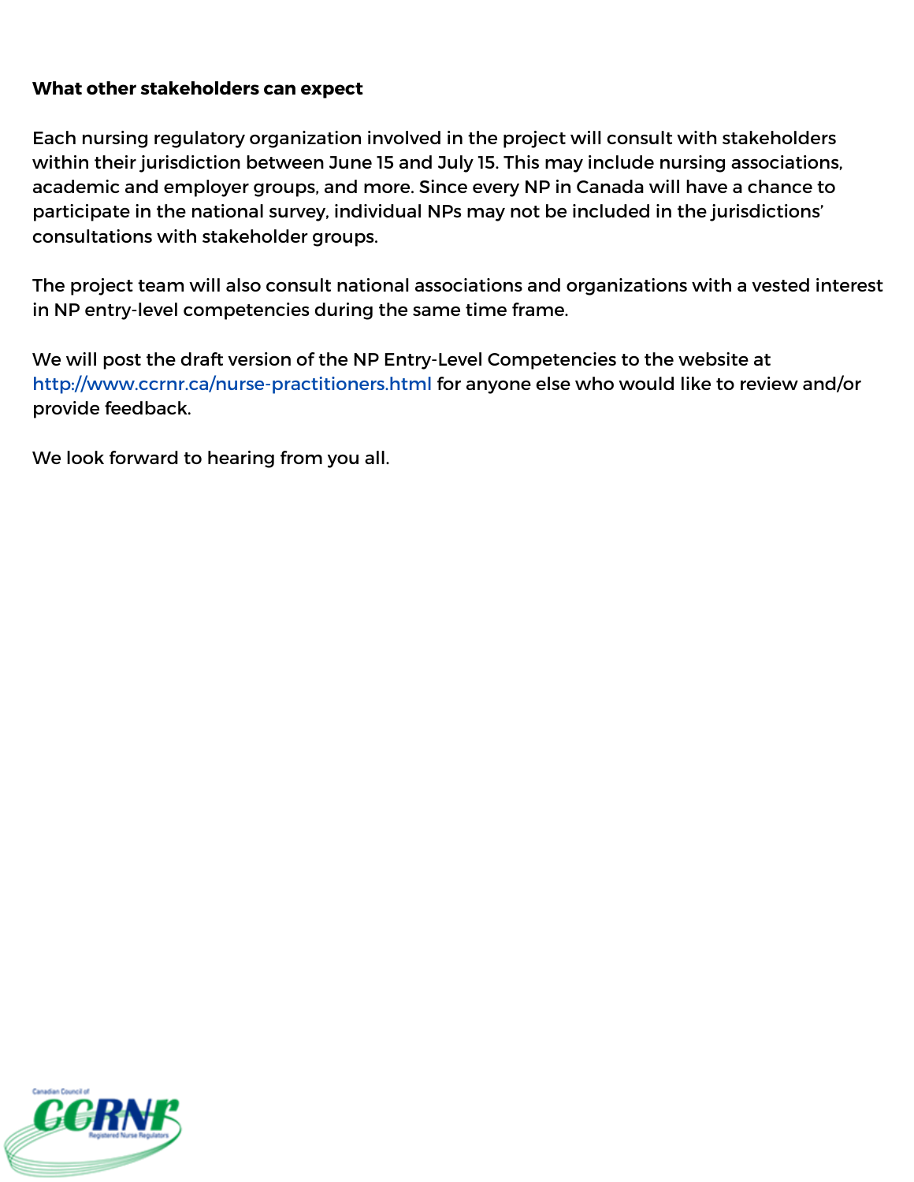**What other stakeholders can expect**

Each nursing regulatory organization involved in the project will consult with stakeholders within their jurisdiction between June 15 and July 15. This may include nursing associations, academic and employer groups, and more. Since every NP in Canada will have a chance to participate in the national survey, individual NPs may not be included in the jurisdictions' consultations with stakeholder groups.

The project team will also consult national associations and organizations with a vested interest in NP entry-level competencies during the same time frame.

We will post the draft version of the NP Entry-Level Competencies to the website at http://www.ccrnr.ca/nurse-practitioners.html for anyone else who would like to review and/or provide feedback.

We look forward to hearing from you all.